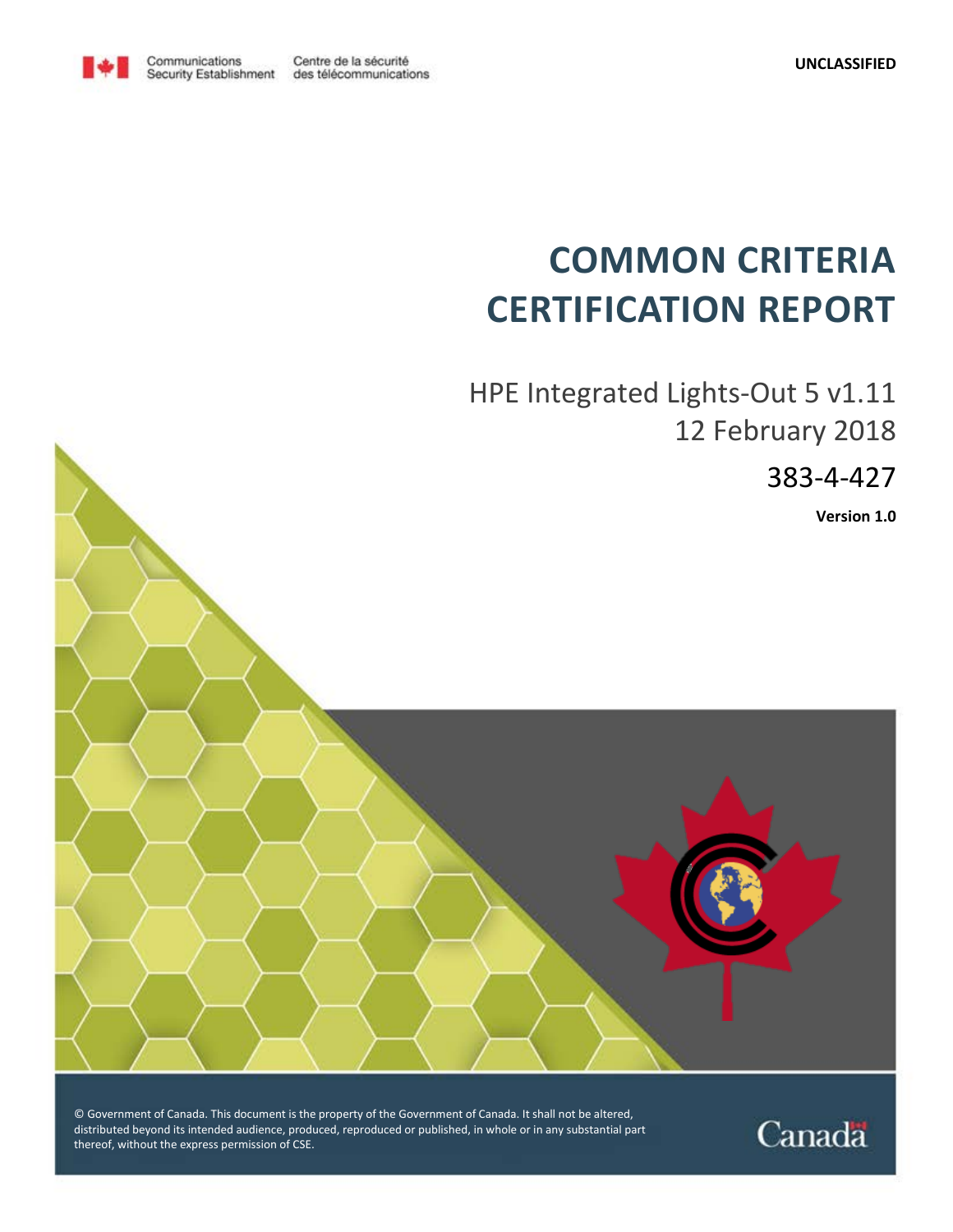Communications Security Establishment | Centre de la sécurité des télécommunications

UNCLASSIFIED

# COMMON CRITERIA CERTIFICATION REPORT

HPE Integrated Lights-Out 5 v1.11

12 February 2018

383-4-427

**Version 1.0**

© Government of Canada. This document is the property of the Government of Canada. It shall not be altered, distributed beyond its intended audience, produced, reproduced or published, in whole or in any substantial part thereof, without the express permission of CSE.

Canada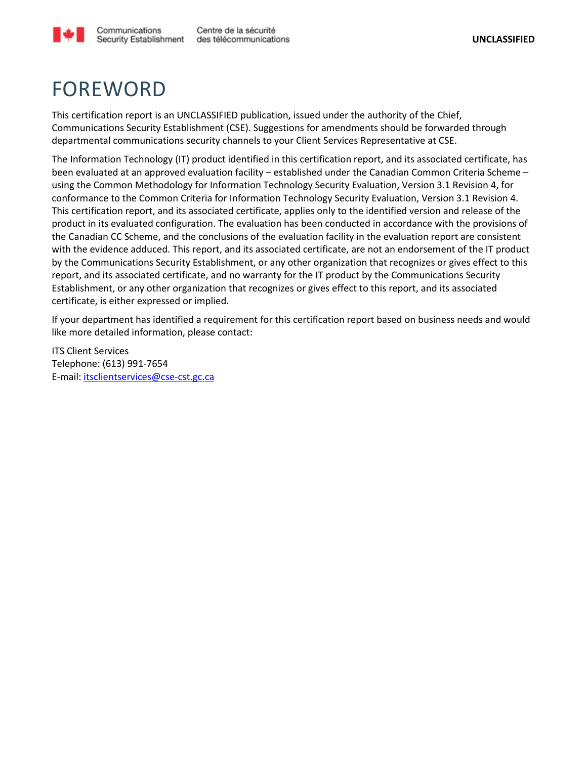# FOREWORD

This certification report is an UNCLASSIFIED publication, issued under the authority of the Chief, Communications Security Establishment (CSE). Suggestions for amendments should be forwarded through departmental communications security channels to your Client Services Representative at CSE.

The Information Technology (IT) product identified in this certification report, and its associated certificate, has been evaluated at an approved evaluation facility – established under the Canadian Common Criteria Scheme – using the Common Methodology for Information Technology Security Evaluation, Version 3.1 Revision 4, for conformance to the Common Criteria for Information Technology Security Evaluation, Version 3.1 Revision 4. This certification report, and its associated certificate, applies only to the identified version and release of the product in its evaluated configuration. The evaluation has been conducted in accordance with the provisions of the Canadian CC Scheme, and the conclusions of the evaluation facility in the evaluation report are consistent with the evidence adduced. This report, and its associated certificate, are not an endorsement of the IT product by the Communications Security Establishment, or any other organization that recognizes or gives effect to this report, and its associated certificate, and no warranty for the IT product by the Communications Security Establishment, or any other organization that recognizes or gives effect to this report, and its associated certificate, is either expressed or implied.

If your department has identified a requirement for this certification report based on business needs and would like more detailed information, please contact:

ITS Client Services
Telephone: (613) 991-7654
E-mail: itsclientservices@cse-cst.gc.ca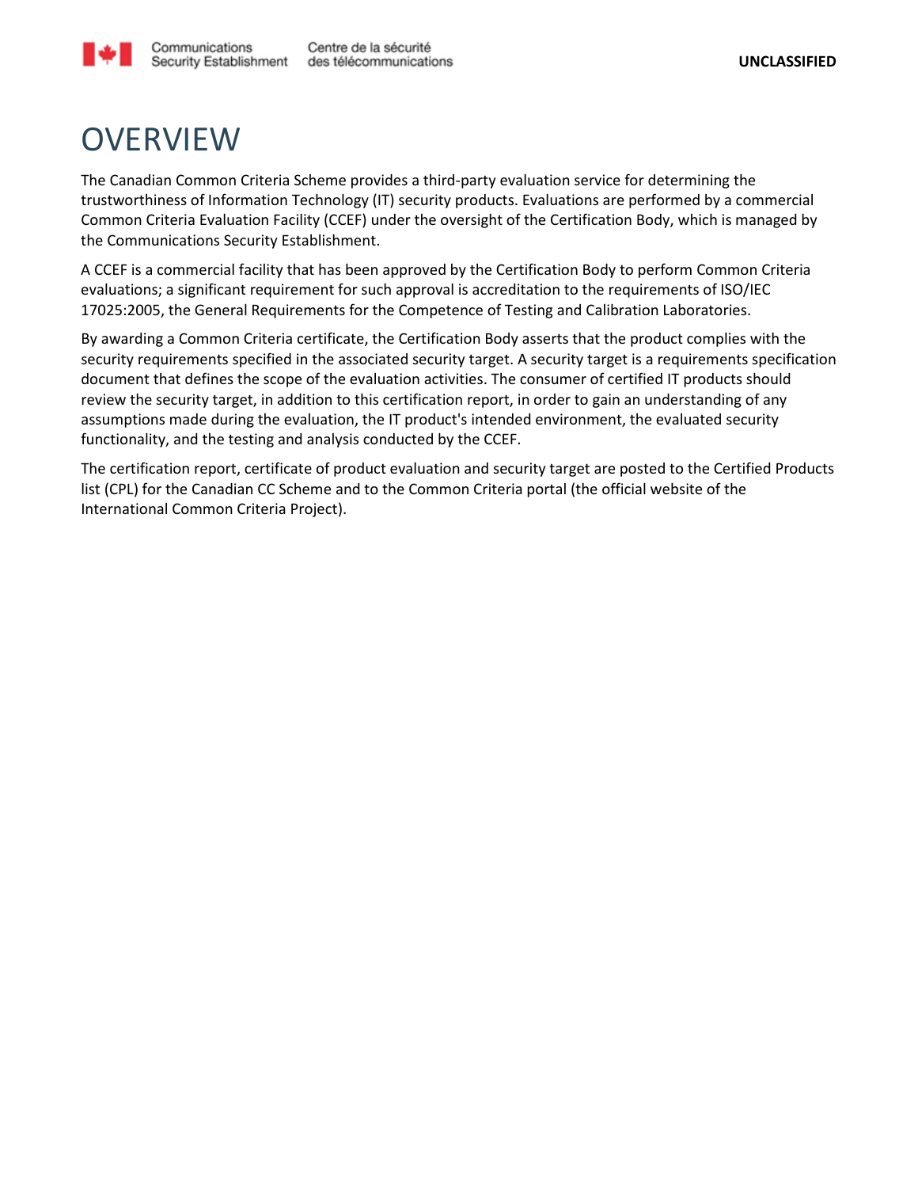# OVERVIEW

The Canadian Common Criteria Scheme provides a third-party evaluation service for determining the trustworthiness of Information Technology (IT) security products. Evaluations are performed by a commercial Common Criteria Evaluation Facility (CCEF) under the oversight of the Certification Body, which is managed by the Communications Security Establishment.

A CCEF is a commercial facility that has been approved by the Certification Body to perform Common Criteria evaluations; a significant requirement for such approval is accreditation to the requirements of ISO/IEC 17025:2005, the General Requirements for the Competence of Testing and Calibration Laboratories.

By awarding a Common Criteria certificate, the Certification Body asserts that the product complies with the security requirements specified in the associated security target. A security target is a requirements specification document that defines the scope of the evaluation activities. The consumer of certified IT products should review the security target, in addition to this certification report, in order to gain an understanding of any assumptions made during the evaluation, the IT product's intended environment, the evaluated security functionality, and the testing and analysis conducted by the CCEF.

The certification report, certificate of product evaluation and security target are posted to the Certified Products list (CPL) for the Canadian CC Scheme and to the Common Criteria portal (the official website of the International Common Criteria Project).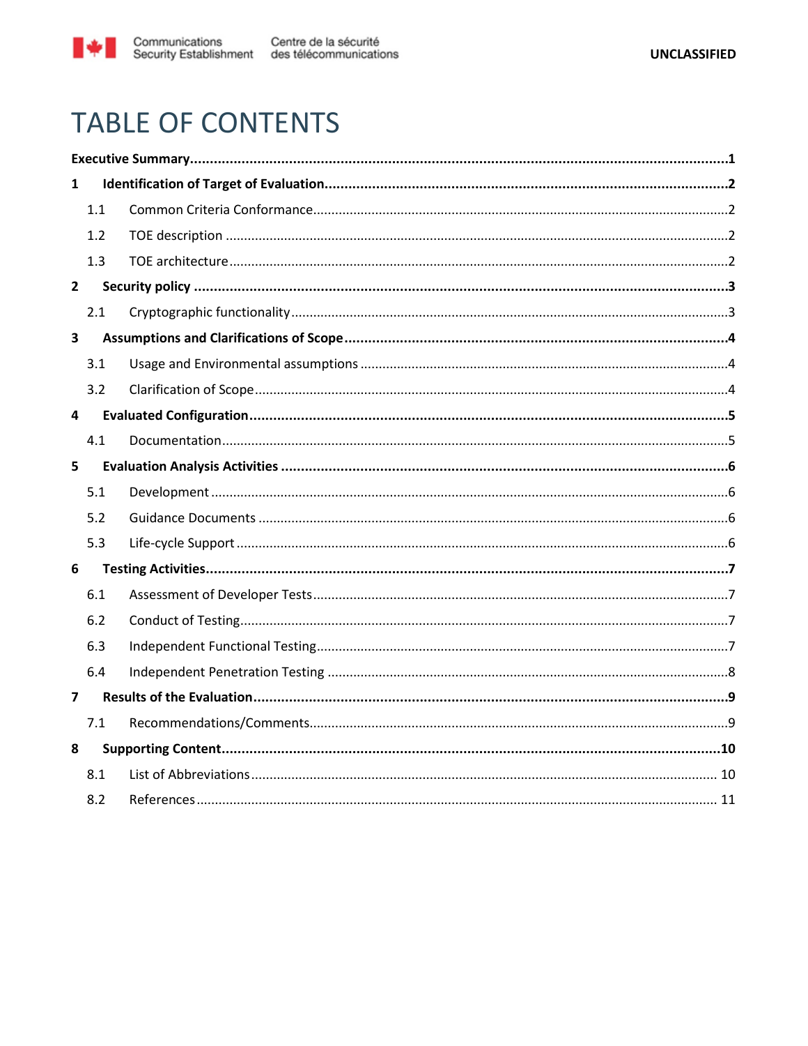# TABLE OF CONTENTS

**Executive Summary** .......... **1**

**1 Identification of Target of Evaluation** .......... **2**

1.1 Common Criteria Conformance .......... 2

1.2 TOE description .......... 2

1.3 TOE architecture .......... 2

**2 Security policy** .......... **3**

2.1 Cryptographic functionality .......... 3

**3 Assumptions and Clarifications of Scope** .......... **4**

3.1 Usage and Environmental assumptions .......... 4

3.2 Clarification of Scope .......... 4

**4 Evaluated Configuration** .......... **5**

4.1 Documentation .......... 5

**5 Evaluation Analysis Activities** .......... **6**

5.1 Development .......... 6

5.2 Guidance Documents .......... 6

5.3 Life-cycle Support .......... 6

**6 Testing Activities** .......... **7**

6.1 Assessment of Developer Tests .......... 7

6.2 Conduct of Testing .......... 7

6.3 Independent Functional Testing .......... 7

6.4 Independent Penetration Testing .......... 8

**7 Results of the Evaluation** .......... **9**

7.1 Recommendations/Comments .......... 9

**8 Supporting Content** .......... **10**

8.1 List of Abbreviations .......... 10

8.2 References .......... 11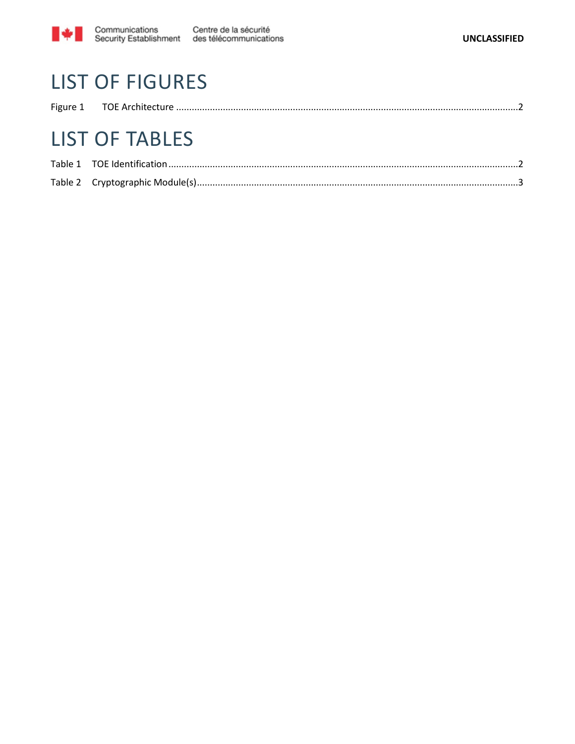# LIST OF FIGURES

Figure 1 TOE Architecture ....................................................................................................................................2

# LIST OF TABLES

Table 1 TOE Identification .......................................................................................................................................2

Table 2 Cryptographic Module(s)..............................................................................................................................3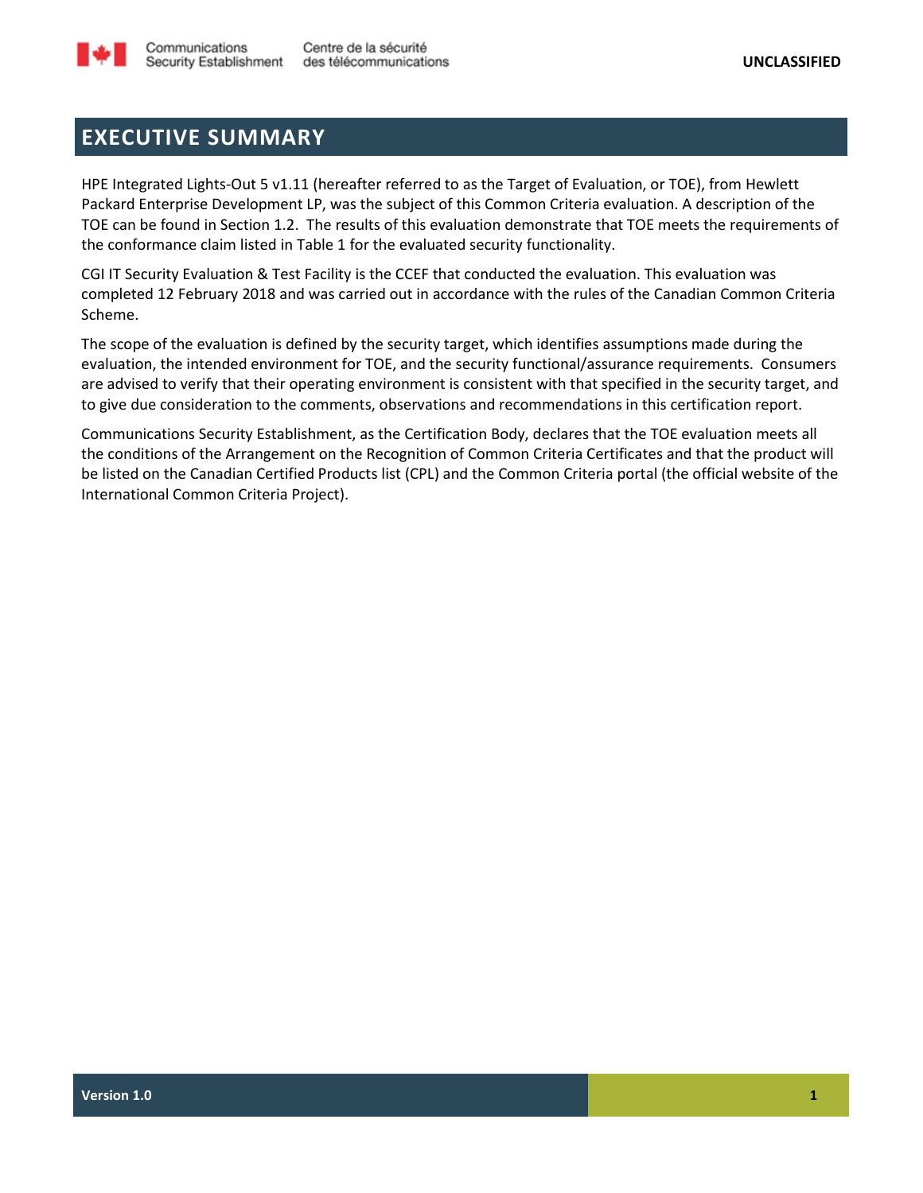# EXECUTIVE SUMMARY

HPE Integrated Lights-Out 5 v1.11 (hereafter referred to as the Target of Evaluation, or TOE), from Hewlett Packard Enterprise Development LP, was the subject of this Common Criteria evaluation. A description of the TOE can be found in Section 1.2. The results of this evaluation demonstrate that TOE meets the requirements of the conformance claim listed in Table 1 for the evaluated security functionality.

CGI IT Security Evaluation & Test Facility is the CCEF that conducted the evaluation. This evaluation was completed 12 February 2018 and was carried out in accordance with the rules of the Canadian Common Criteria Scheme.

The scope of the evaluation is defined by the security target, which identifies assumptions made during the evaluation, the intended environment for TOE, and the security functional/assurance requirements. Consumers are advised to verify that their operating environment is consistent with that specified in the security target, and to give due consideration to the comments, observations and recommendations in this certification report.

Communications Security Establishment, as the Certification Body, declares that the TOE evaluation meets all the conditions of the Arrangement on the Recognition of Common Criteria Certificates and that the product will be listed on the Canadian Certified Products list (CPL) and the Common Criteria portal (the official website of the International Common Criteria Project).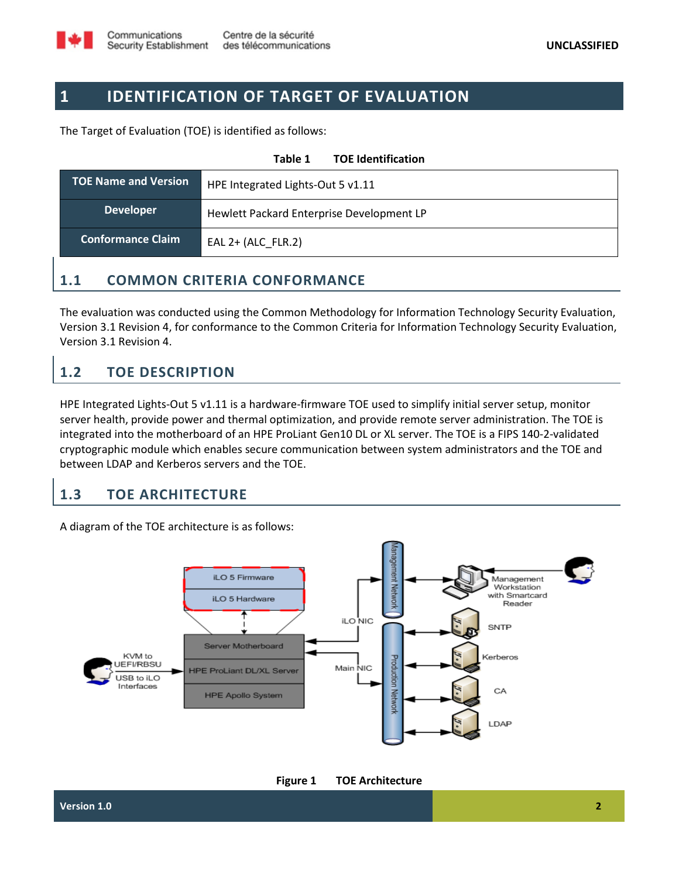# 1 IDENTIFICATION OF TARGET OF EVALUATION

The Target of Evaluation (TOE) is identified as follows:

Table 1 TOE Identification

| | |
|---|---|
| **TOE Name and Version** | HPE Integrated Lights-Out 5 v1.11 |
| **Developer** | Hewlett Packard Enterprise Development LP |
| **Conformance Claim** | EAL 2+ (ALC_FLR.2) |

## 1.1 COMMON CRITERIA CONFORMANCE

The evaluation was conducted using the Common Methodology for Information Technology Security Evaluation, Version 3.1 Revision 4, for conformance to the Common Criteria for Information Technology Security Evaluation, Version 3.1 Revision 4.

## 1.2 TOE DESCRIPTION

HPE Integrated Lights-Out 5 v1.11 is a hardware-firmware TOE used to simplify initial server setup, monitor server health, provide power and thermal optimization, and provide remote server administration. The TOE is integrated into the motherboard of an HPE ProLiant Gen10 DL or XL server. The TOE is a FIPS 140-2-validated cryptographic module which enables secure communication between system administrators and the TOE and between LDAP and Kerberos servers and the TOE.

## 1.3 TOE ARCHITECTURE

A diagram of the TOE architecture is as follows:

iLO 5 Firmware
iLO 5 Hardware
Server Motherboard
HPE ProLiant DL/XL Server
HPE Apollo System
KVM to UEFI/RBSU
USB to iLO Interfaces
iLO NIC
Main NIC
Management Network
Production Network
Management Workstation with Smartcard Reader
SNTP
Kerberos
CA
LDAP

Figure 1 TOE Architecture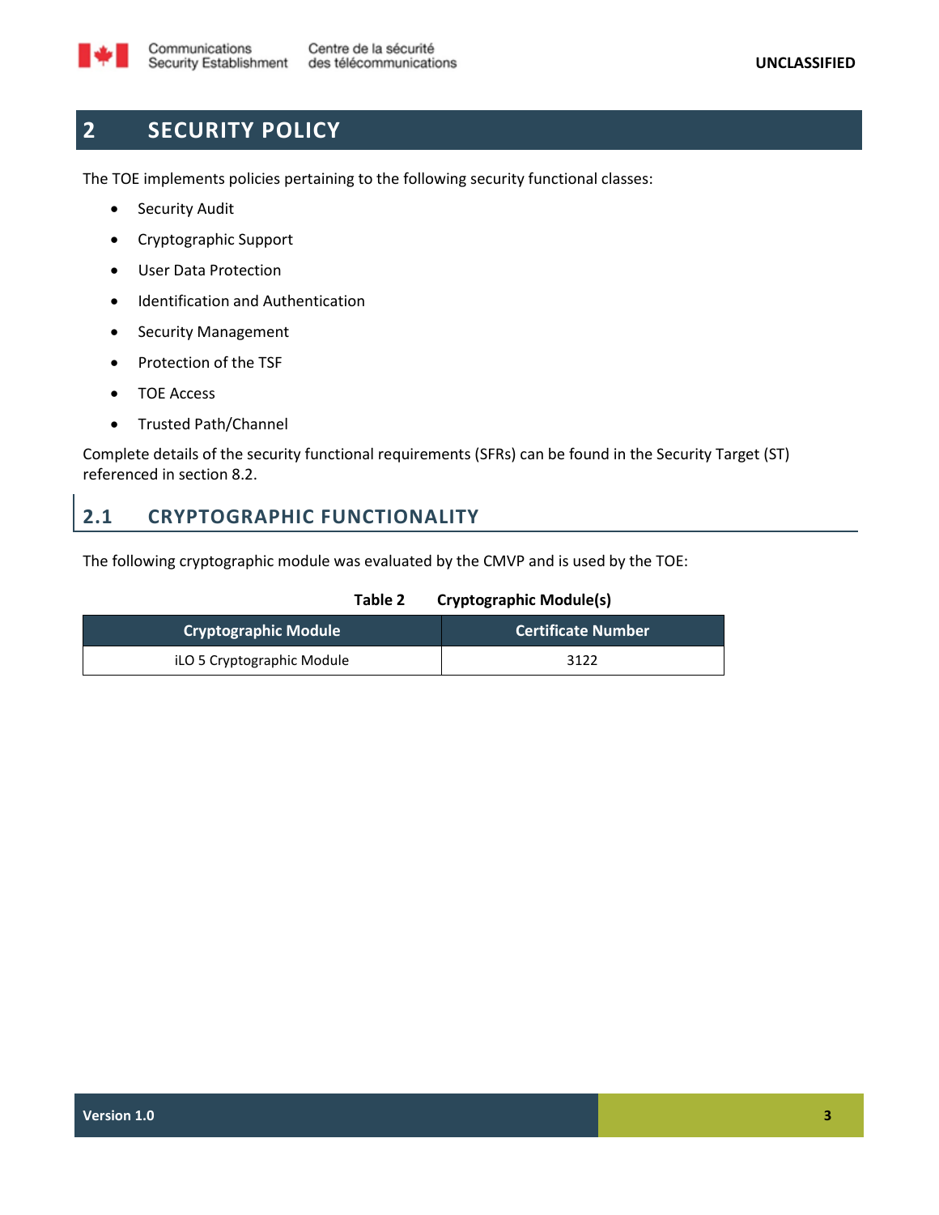# 2 SECURITY POLICY

The TOE implements policies pertaining to the following security functional classes:

- Security Audit
- Cryptographic Support
- User Data Protection
- Identification and Authentication
- Security Management
- Protection of the TSF
- TOE Access
- Trusted Path/Channel

Complete details of the security functional requirements (SFRs) can be found in the Security Target (ST) referenced in section 8.2.

## 2.1 CRYPTOGRAPHIC FUNCTIONALITY

The following cryptographic module was evaluated by the CMVP and is used by the TOE:

**Table 2 Cryptographic Module(s)**

| Cryptographic Module | Certificate Number |
|---|---|
| iLO 5 Cryptographic Module | 3122 |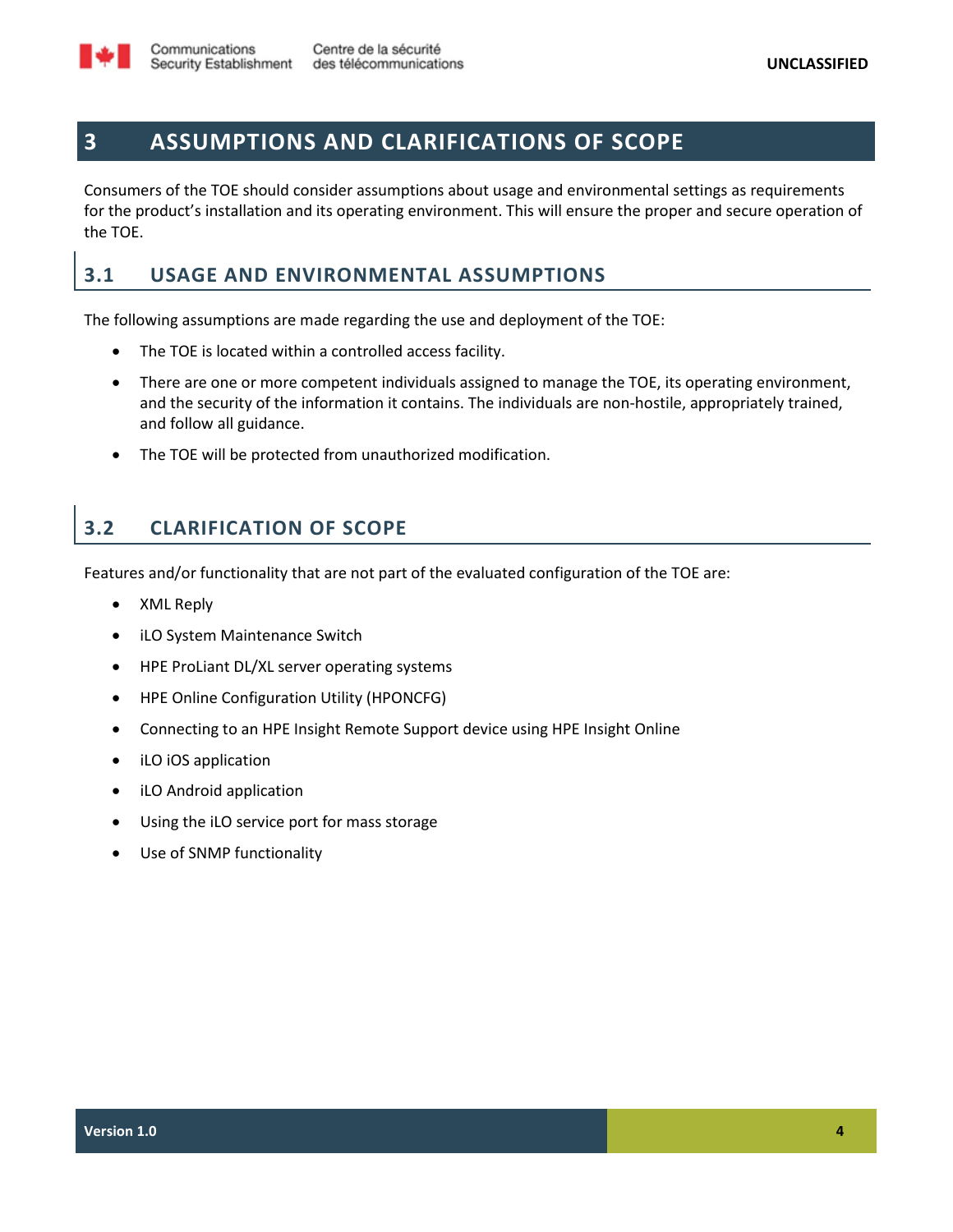# 3 ASSUMPTIONS AND CLARIFICATIONS OF SCOPE

Consumers of the TOE should consider assumptions about usage and environmental settings as requirements for the product's installation and its operating environment. This will ensure the proper and secure operation of the TOE.

## 3.1 USAGE AND ENVIRONMENTAL ASSUMPTIONS

The following assumptions are made regarding the use and deployment of the TOE:

- The TOE is located within a controlled access facility.
- There are one or more competent individuals assigned to manage the TOE, its operating environment, and the security of the information it contains. The individuals are non-hostile, appropriately trained, and follow all guidance.
- The TOE will be protected from unauthorized modification.

## 3.2 CLARIFICATION OF SCOPE

Features and/or functionality that are not part of the evaluated configuration of the TOE are:

- XML Reply
- iLO System Maintenance Switch
- HPE ProLiant DL/XL server operating systems
- HPE Online Configuration Utility (HPONCFG)
- Connecting to an HPE Insight Remote Support device using HPE Insight Online
- iLO iOS application
- iLO Android application
- Using the iLO service port for mass storage
- Use of SNMP functionality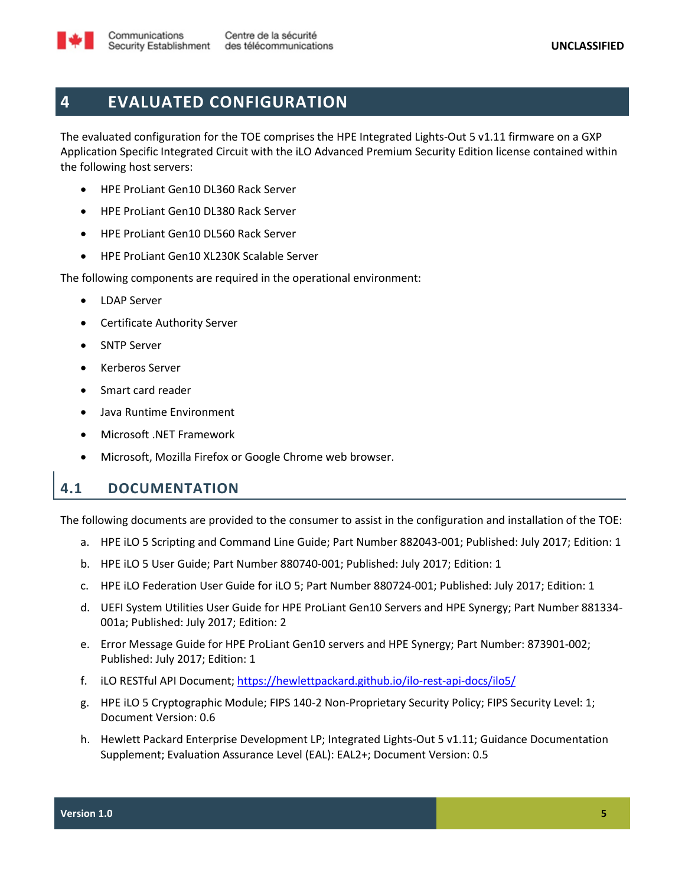# 4 EVALUATED CONFIGURATION

The evaluated configuration for the TOE comprises the HPE Integrated Lights-Out 5 v1.11 firmware on a GXP Application Specific Integrated Circuit with the iLO Advanced Premium Security Edition license contained within the following host servers:

- HPE ProLiant Gen10 DL360 Rack Server
- HPE ProLiant Gen10 DL380 Rack Server
- HPE ProLiant Gen10 DL560 Rack Server
- HPE ProLiant Gen10 XL230K Scalable Server

The following components are required in the operational environment:

- LDAP Server
- Certificate Authority Server
- SNTP Server
- Kerberos Server
- Smart card reader
- Java Runtime Environment
- Microsoft .NET Framework
- Microsoft, Mozilla Firefox or Google Chrome web browser.

## 4.1 DOCUMENTATION

The following documents are provided to the consumer to assist in the configuration and installation of the TOE:

a. HPE iLO 5 Scripting and Command Line Guide; Part Number 882043-001; Published: July 2017; Edition: 1

b. HPE iLO 5 User Guide; Part Number 880740-001; Published: July 2017; Edition: 1

c. HPE iLO Federation User Guide for iLO 5; Part Number 880724-001; Published: July 2017; Edition: 1

d. UEFI System Utilities User Guide for HPE ProLiant Gen10 Servers and HPE Synergy; Part Number 881334-001a; Published: July 2017; Edition: 2

e. Error Message Guide for HPE ProLiant Gen10 servers and HPE Synergy; Part Number: 873901-002; Published: July 2017; Edition: 1

f. iLO RESTful API Document; https://hewlettpackard.github.io/ilo-rest-api-docs/ilo5/

g. HPE iLO 5 Cryptographic Module; FIPS 140-2 Non-Proprietary Security Policy; FIPS Security Level: 1; Document Version: 0.6

h. Hewlett Packard Enterprise Development LP; Integrated Lights-Out 5 v1.11; Guidance Documentation Supplement; Evaluation Assurance Level (EAL): EAL2+; Document Version: 0.5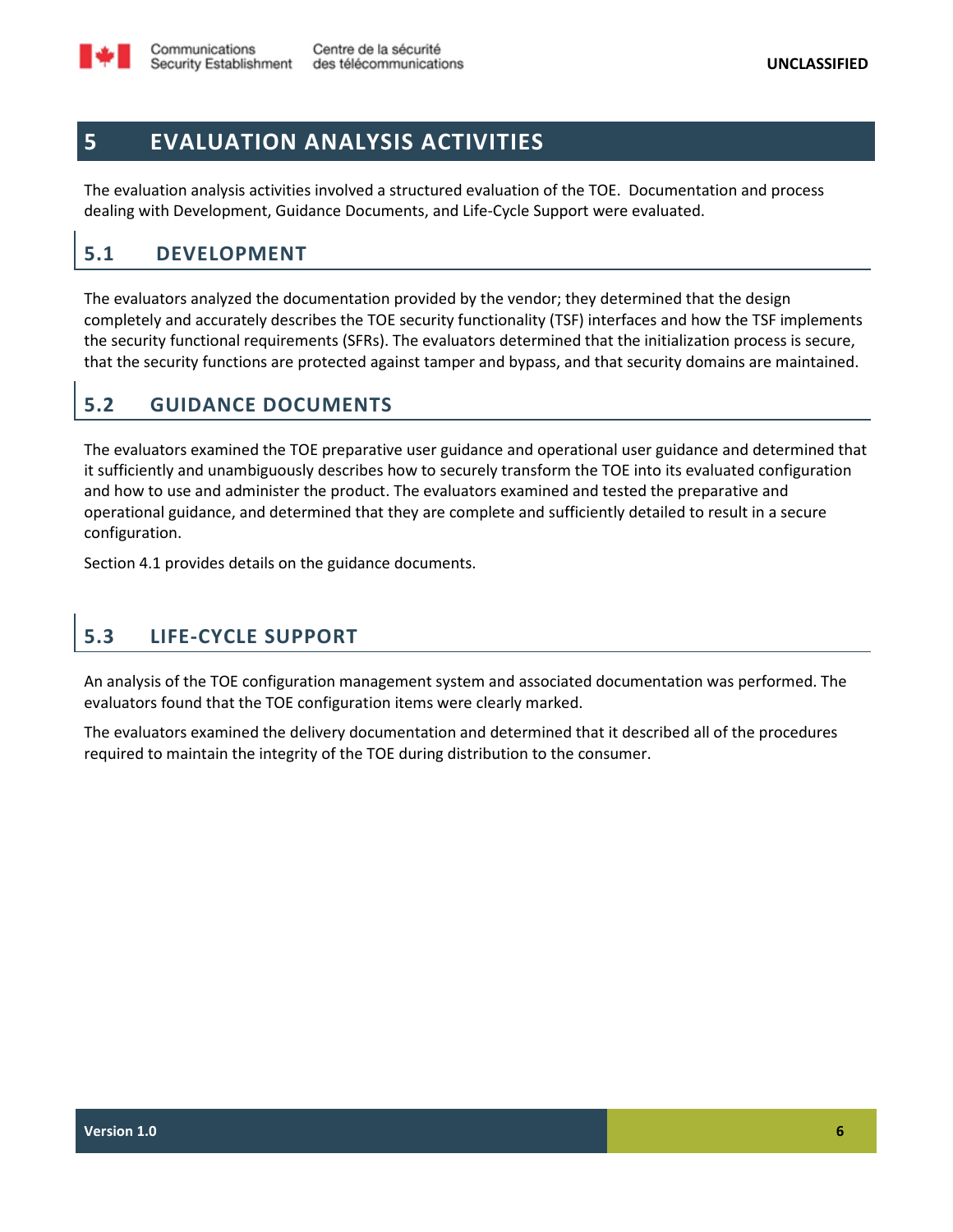# 5 EVALUATION ANALYSIS ACTIVITIES

The evaluation analysis activities involved a structured evaluation of the TOE. Documentation and process dealing with Development, Guidance Documents, and Life-Cycle Support were evaluated.

## 5.1 DEVELOPMENT

The evaluators analyzed the documentation provided by the vendor; they determined that the design completely and accurately describes the TOE security functionality (TSF) interfaces and how the TSF implements the security functional requirements (SFRs). The evaluators determined that the initialization process is secure, that the security functions are protected against tamper and bypass, and that security domains are maintained.

## 5.2 GUIDANCE DOCUMENTS

The evaluators examined the TOE preparative user guidance and operational user guidance and determined that it sufficiently and unambiguously describes how to securely transform the TOE into its evaluated configuration and how to use and administer the product. The evaluators examined and tested the preparative and operational guidance, and determined that they are complete and sufficiently detailed to result in a secure configuration.

Section 4.1 provides details on the guidance documents.

## 5.3 LIFE-CYCLE SUPPORT

An analysis of the TOE configuration management system and associated documentation was performed. The evaluators found that the TOE configuration items were clearly marked.

The evaluators examined the delivery documentation and determined that it described all of the procedures required to maintain the integrity of the TOE during distribution to the consumer.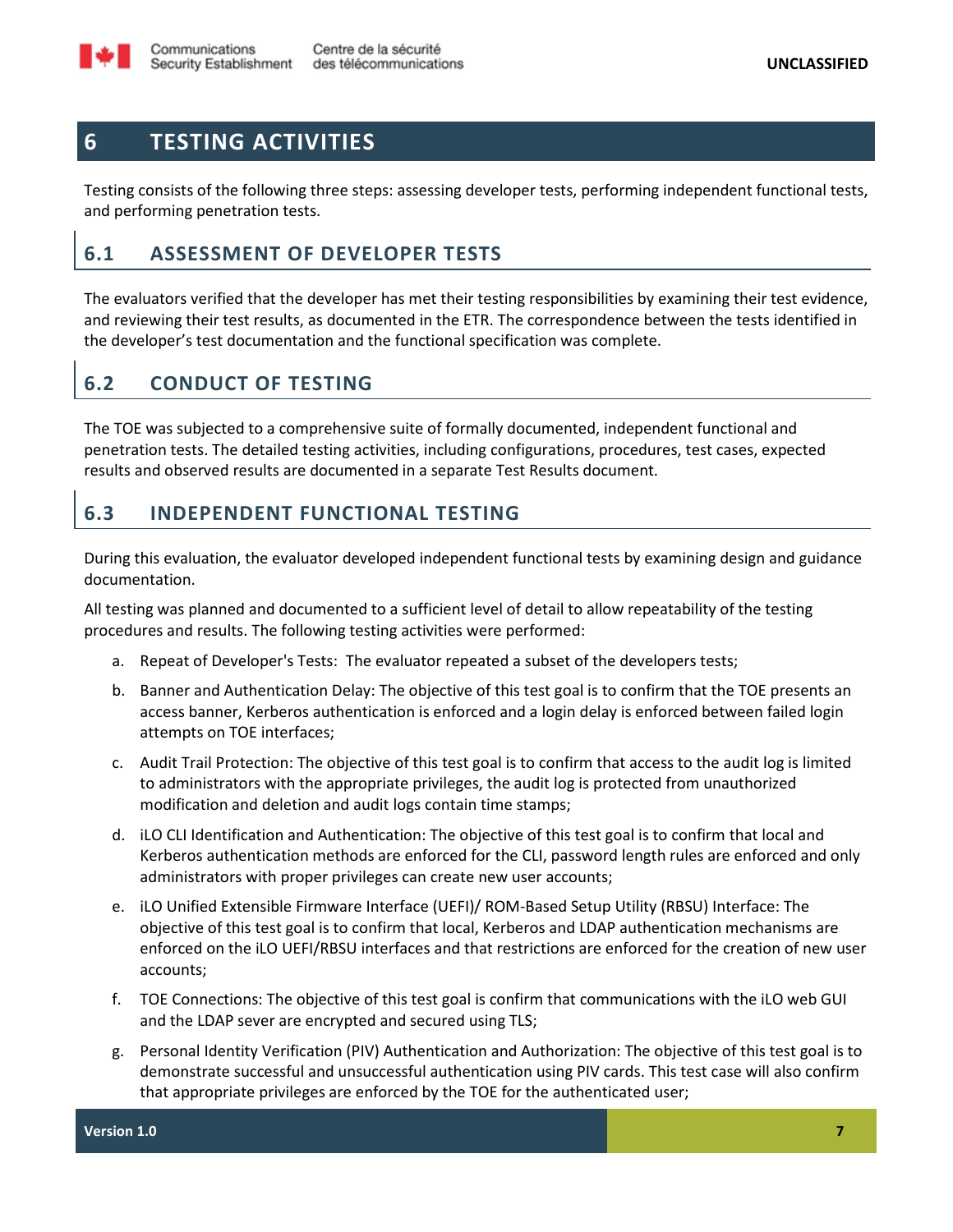# 6 TESTING ACTIVITIES

Testing consists of the following three steps: assessing developer tests, performing independent functional tests, and performing penetration tests.

## 6.1 ASSESSMENT OF DEVELOPER TESTS

The evaluators verified that the developer has met their testing responsibilities by examining their test evidence, and reviewing their test results, as documented in the ETR. The correspondence between the tests identified in the developer's test documentation and the functional specification was complete.

## 6.2 CONDUCT OF TESTING

The TOE was subjected to a comprehensive suite of formally documented, independent functional and penetration tests. The detailed testing activities, including configurations, procedures, test cases, expected results and observed results are documented in a separate Test Results document.

## 6.3 INDEPENDENT FUNCTIONAL TESTING

During this evaluation, the evaluator developed independent functional tests by examining design and guidance documentation.

All testing was planned and documented to a sufficient level of detail to allow repeatability of the testing procedures and results. The following testing activities were performed:

a. Repeat of Developer's Tests: The evaluator repeated a subset of the developers tests;

b. Banner and Authentication Delay: The objective of this test goal is to confirm that the TOE presents an access banner, Kerberos authentication is enforced and a login delay is enforced between failed login attempts on TOE interfaces;

c. Audit Trail Protection: The objective of this test goal is to confirm that access to the audit log is limited to administrators with the appropriate privileges, the audit log is protected from unauthorized modification and deletion and audit logs contain time stamps;

d. iLO CLI Identification and Authentication: The objective of this test goal is to confirm that local and Kerberos authentication methods are enforced for the CLI, password length rules are enforced and only administrators with proper privileges can create new user accounts;

e. iLO Unified Extensible Firmware Interface (UEFI)/ ROM-Based Setup Utility (RBSU) Interface: The objective of this test goal is to confirm that local, Kerberos and LDAP authentication mechanisms are enforced on the iLO UEFI/RBSU interfaces and that restrictions are enforced for the creation of new user accounts;

f. TOE Connections: The objective of this test goal is confirm that communications with the iLO web GUI and the LDAP sever are encrypted and secured using TLS;

g. Personal Identity Verification (PIV) Authentication and Authorization: The objective of this test goal is to demonstrate successful and unsuccessful authentication using PIV cards. This test case will also confirm that appropriate privileges are enforced by the TOE for the authenticated user;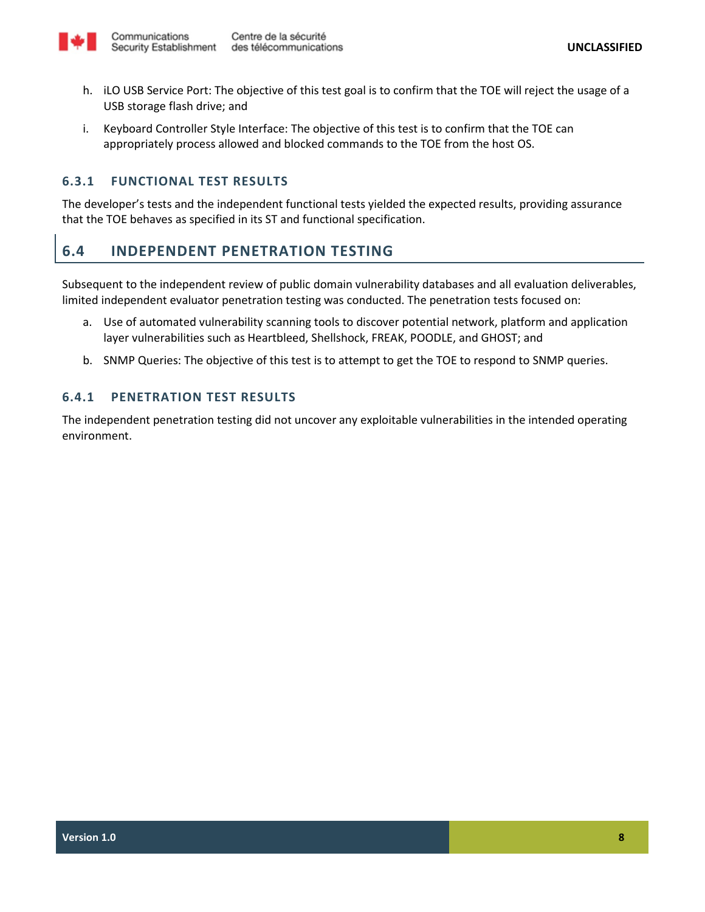h. iLO USB Service Port: The objective of this test goal is to confirm that the TOE will reject the usage of a USB storage flash drive; and

i. Keyboard Controller Style Interface: The objective of this test is to confirm that the TOE can appropriately process allowed and blocked commands to the TOE from the host OS.

### 6.3.1 FUNCTIONAL TEST RESULTS

The developer's tests and the independent functional tests yielded the expected results, providing assurance that the TOE behaves as specified in its ST and functional specification.

## 6.4 INDEPENDENT PENETRATION TESTING

Subsequent to the independent review of public domain vulnerability databases and all evaluation deliverables, limited independent evaluator penetration testing was conducted. The penetration tests focused on:

a. Use of automated vulnerability scanning tools to discover potential network, platform and application layer vulnerabilities such as Heartbleed, Shellshock, FREAK, POODLE, and GHOST; and

b. SNMP Queries: The objective of this test is to attempt to get the TOE to respond to SNMP queries.

### 6.4.1 PENETRATION TEST RESULTS

The independent penetration testing did not uncover any exploitable vulnerabilities in the intended operating environment.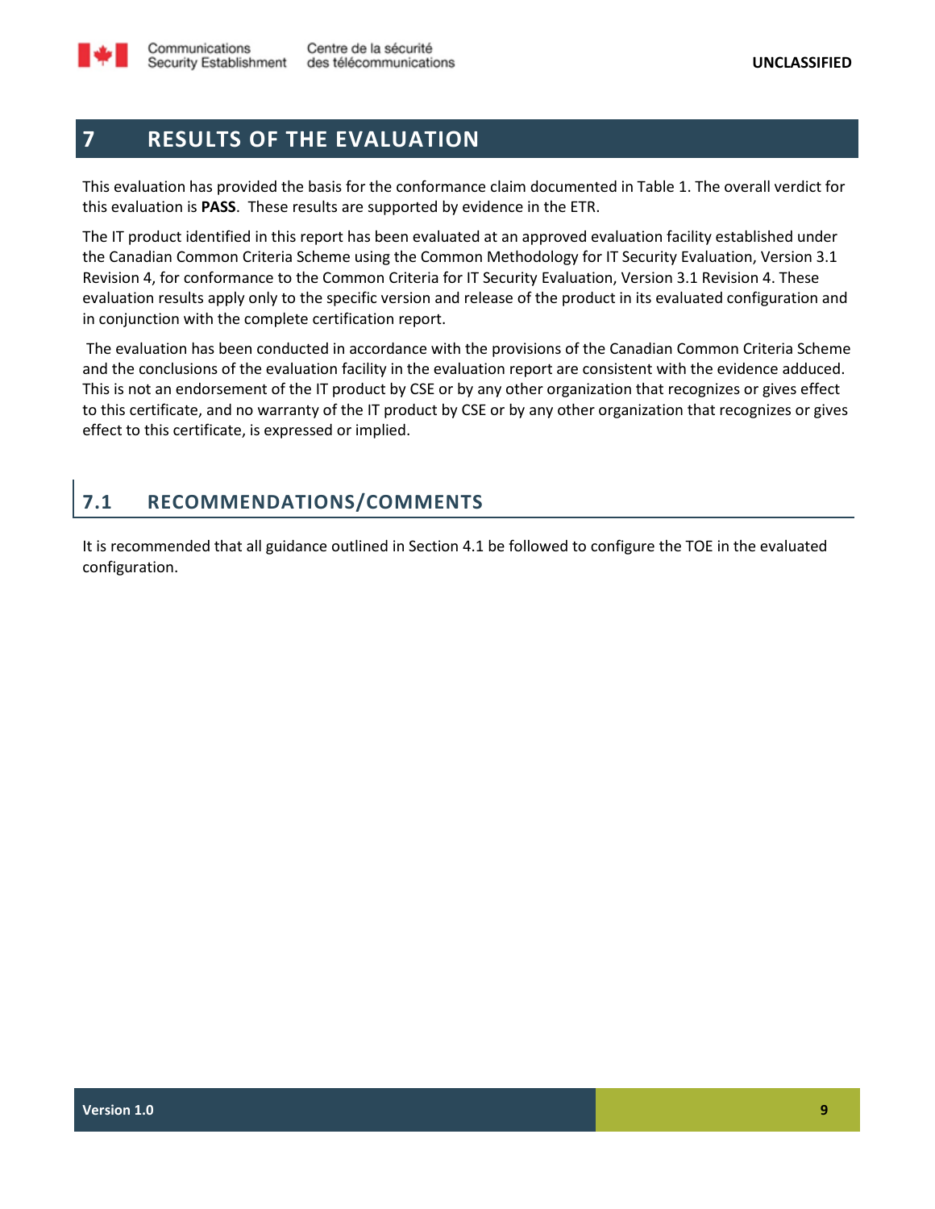# 7 RESULTS OF THE EVALUATION

This evaluation has provided the basis for the conformance claim documented in Table 1. The overall verdict for this evaluation is **PASS**. These results are supported by evidence in the ETR.

The IT product identified in this report has been evaluated at an approved evaluation facility established under the Canadian Common Criteria Scheme using the Common Methodology for IT Security Evaluation, Version 3.1 Revision 4, for conformance to the Common Criteria for IT Security Evaluation, Version 3.1 Revision 4. These evaluation results apply only to the specific version and release of the product in its evaluated configuration and in conjunction with the complete certification report.

The evaluation has been conducted in accordance with the provisions of the Canadian Common Criteria Scheme and the conclusions of the evaluation facility in the evaluation report are consistent with the evidence adduced. This is not an endorsement of the IT product by CSE or by any other organization that recognizes or gives effect to this certificate, and no warranty of the IT product by CSE or by any other organization that recognizes or gives effect to this certificate, is expressed or implied.

## 7.1 RECOMMENDATIONS/COMMENTS

It is recommended that all guidance outlined in Section 4.1 be followed to configure the TOE in the evaluated configuration.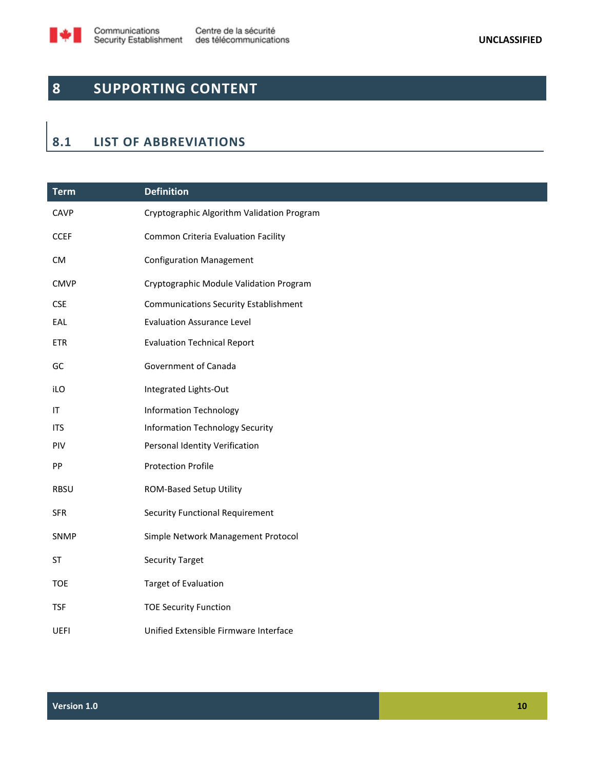# 8 SUPPORTING CONTENT

## 8.1 LIST OF ABBREVIATIONS

| Term | Definition |
|---|---|
| CAVP | Cryptographic Algorithm Validation Program |
| CCEF | Common Criteria Evaluation Facility |
| CM | Configuration Management |
| CMVP | Cryptographic Module Validation Program |
| CSE | Communications Security Establishment |
| EAL | Evaluation Assurance Level |
| ETR | Evaluation Technical Report |
| GC | Government of Canada |
| iLO | Integrated Lights-Out |
| IT | Information Technology |
| ITS | Information Technology Security |
| PIV | Personal Identity Verification |
| PP | Protection Profile |
| RBSU | ROM-Based Setup Utility |
| SFR | Security Functional Requirement |
| SNMP | Simple Network Management Protocol |
| ST | Security Target |
| TOE | Target of Evaluation |
| TSF | TOE Security Function |
| UEFI | Unified Extensible Firmware Interface |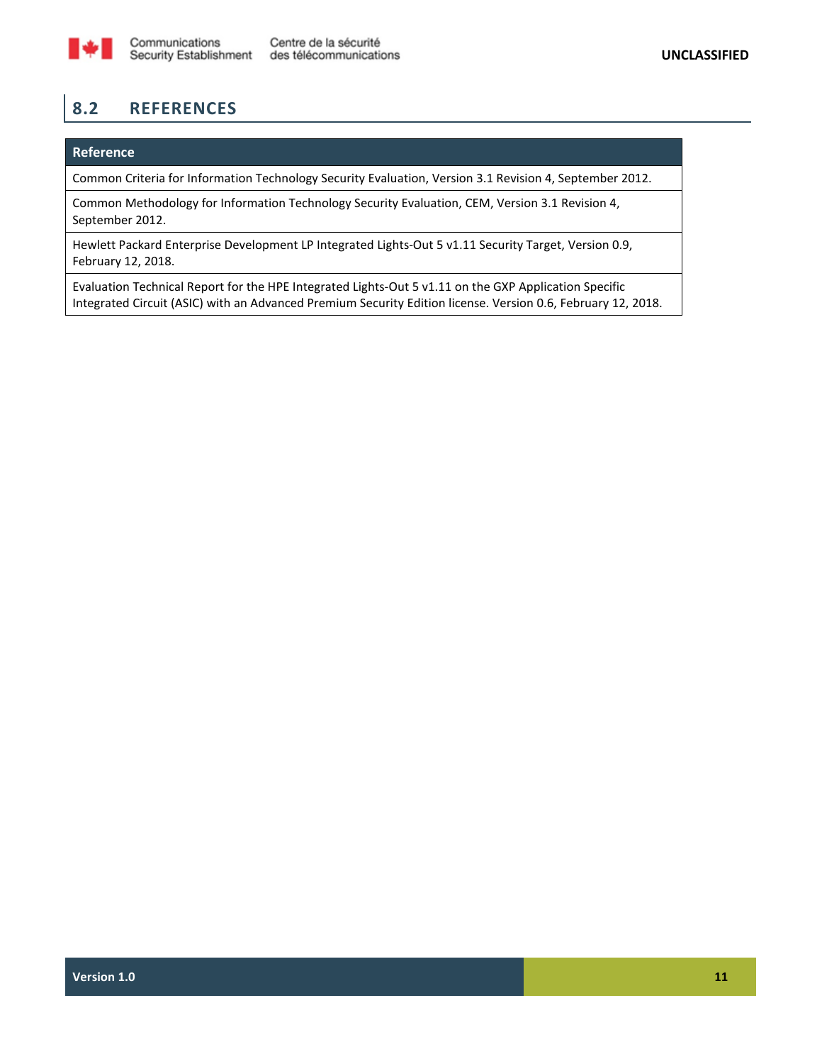## 8.2 REFERENCES

| Reference |
| --- |
| Common Criteria for Information Technology Security Evaluation, Version 3.1 Revision 4, September 2012. |
| Common Methodology for Information Technology Security Evaluation, CEM, Version 3.1 Revision 4, September 2012. |
| Hewlett Packard Enterprise Development LP Integrated Lights-Out 5 v1.11 Security Target, Version 0.9, February 12, 2018. |
| Evaluation Technical Report for the HPE Integrated Lights-Out 5 v1.11 on the GXP Application Specific Integrated Circuit (ASIC) with an Advanced Premium Security Edition license. Version 0.6, February 12, 2018. |